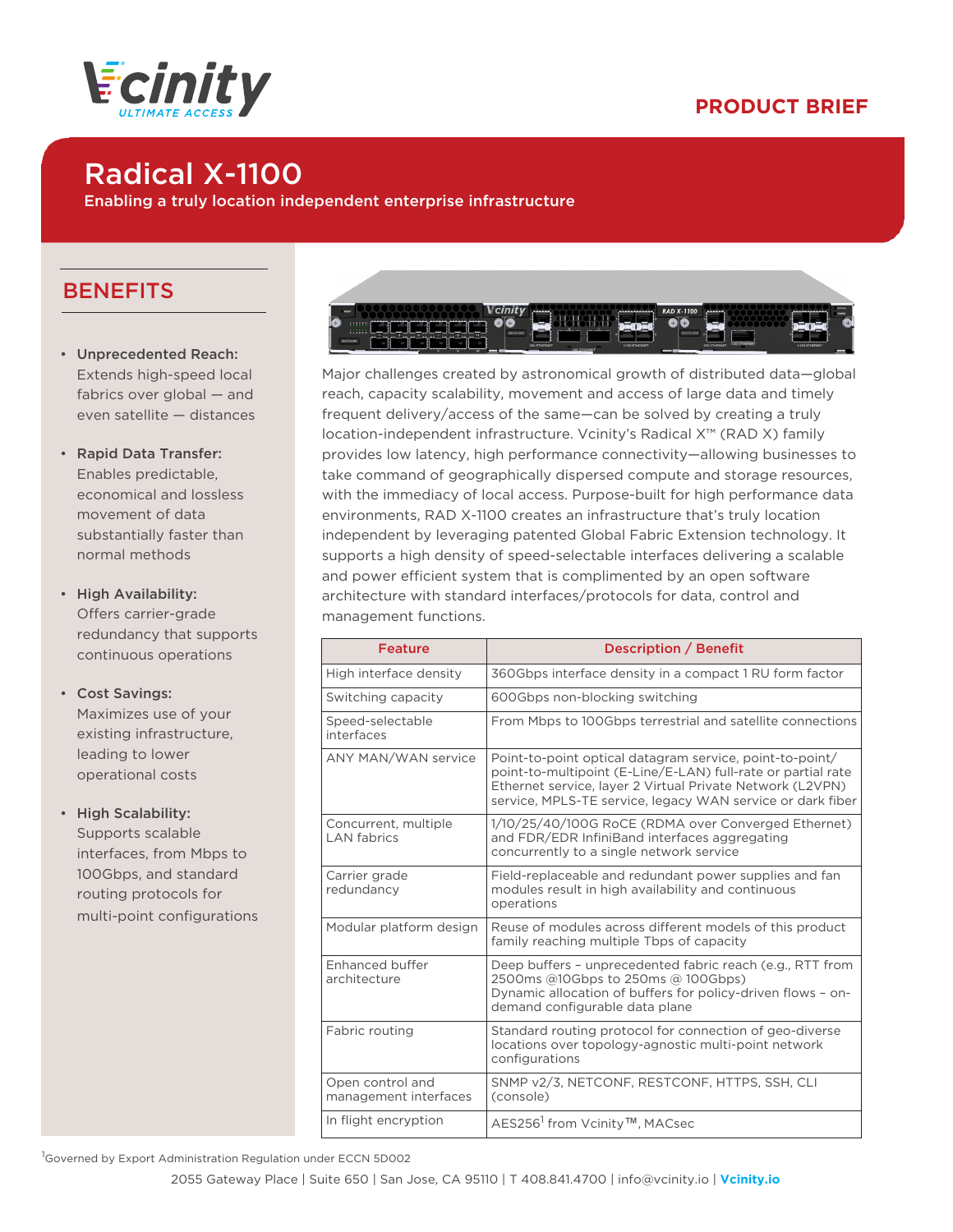PRODUCT BRIEF

# Radical X-1100

Enabling a truly location independent enterprise infrastructure

## BENEFITS

- **Unprecedented Reach:** Extends high-speed local fabrics over global — and even satellite — distances
- **Rapid Data Transfer:** Enables predictable, economical and lossless movement of data substantially faster than normal methods
- **High Availability:** Offers carrier-grade redundancy that supports continuous operations
- **Cost Savings:** Maximizes use of your existing infrastructure, leading to lower operational costs
- **High Scalability:** Supports scalable interfaces, from Mbps to 100Gbps, and standard routing protocols for multi-point configurations

Major challenges created by astronomical growth of distributed data—global reach, capacity scalability, movement and access of large data and timely frequent delivery/access of the same—can be solved by creating a truly location-independent infrastructure. Vcinity's Radical X™ (RAD X) family provides low latency, high performance connectivity—allowing businesses to take command of geographically dispersed compute and storage resources, with the immediacy of local access. Purpose-built for high performance data environments, RAD X-1100 creates an infrastructure that's truly location independent by leveraging patented Global Fabric Extension technology. It supports a high density of speed-selectable interfaces delivering a scalable and power efficient system that is complimented by an open software architecture with standard interfaces/protocols for data, control and management functions.

| Feature | Description / Benefit |
|---|---|
| High interface density | 360Gbps interface density in a compact 1 RU form factor |
| Switching capacity | 600Gbps non-blocking switching |
| Speed-selectable interfaces | From Mbps to 100Gbps terrestrial and satellite connections |
| ANY MAN/WAN service | Point-to-point optical datagram service, point-to-point/ point-to-multipoint (E-Line/E-LAN) full-rate or partial rate Ethernet service, layer 2 Virtual Private Network (L2VPN) service, MPLS-TE service, legacy WAN service or dark fiber |
| Concurrent, multiple LAN fabrics | 1/10/25/40/100G RoCE (RDMA over Converged Ethernet) and FDR/EDR InfiniBand interfaces aggregating concurrently to a single network service |
| Carrier grade redundancy | Field-replaceable and redundant power supplies and fan modules result in high availability and continuous operations |
| Modular platform design | Reuse of modules across different models of this product family reaching multiple Tbps of capacity |
| Enhanced buffer architecture | Deep buffers – unprecedented fabric reach (e.g., RTT from 2500ms @10Gbps to 250ms @ 100Gbps) Dynamic allocation of buffers for policy-driven flows – on-demand configurable data plane |
| Fabric routing | Standard routing protocol for connection of geo-diverse locations over topology-agnostic multi-point network configurations |
| Open control and management interfaces | SNMP v2/3, NETCONF, RESTCONF, HTTPS, SSH, CLI (console) |
| In flight encryption | AES256[1] from Vcinity™, MACsec |

[1]Governed by Export Administration Regulation under ECCN 5D002

2055 Gateway Place | Suite 650 | San Jose, CA 95110 | T 408.841.4700 | info@vcinity.io | **Vcinity.io**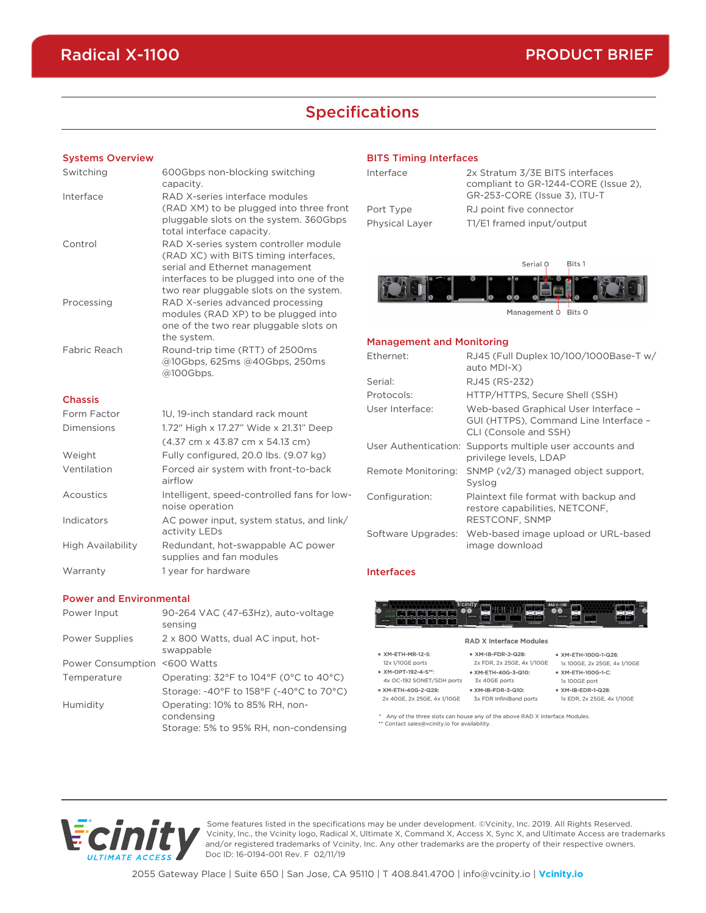# Specifications

## Systems Overview

| | |
|---|---|
| Switching | 600Gbps non-blocking switching capacity. |
| Interface | RAD X-series interface modules (RAD XM) to be plugged into three front pluggable slots on the system. 360Gbps total interface capacity. |
| Control | RAD X-series system controller module (RAD XC) with BITS timing interfaces, serial and Ethernet management interfaces to be plugged into one of the two rear pluggable slots on the system. |
| Processing | RAD X-series advanced processing modules (RAD XP) to be plugged into one of the two rear pluggable slots on the system. |
| Fabric Reach | Round-trip time (RTT) of 2500ms @10Gbps, 625ms @40Gbps, 250ms @100Gbps. |

## Chassis

| | |
|---|---|
| Form Factor | 1U, 19-inch standard rack mount |
| Dimensions | 1.72" High x 17.27" Wide x 21.31" Deep (4.37 cm x 43.87 cm x 54.13 cm) |
| Weight | Fully configured, 20.0 lbs. (9.07 kg) |
| Ventilation | Forced air system with front-to-back airflow |
| Acoustics | Intelligent, speed-controlled fans for low-noise operation |
| Indicators | AC power input, system status, and link/activity LEDs |
| High Availability | Redundant, hot-swappable AC power supplies and fan modules |
| Warranty | 1 year for hardware |

## Power and Environmental

| | |
|---|---|
| Power Input | 90-264 VAC (47-63Hz), auto-voltage sensing |
| Power Supplies | 2 x 800 Watts, dual AC input, hot-swappable |
| Power Consumption | <600 Watts |
| Temperature | Operating: 32°F to 104°F (0°C to 40°C)<br>Storage: -40°F to 158°F (-40°C to 70°C) |
| Humidity | Operating: 10% to 85% RH, non-condensing<br>Storage: 5% to 95% RH, non-condensing |

## BITS Timing Interfaces

| | |
|---|---|
| Interface | 2x Stratum 3/3E BITS interfaces compliant to GR-1244-CORE (Issue 2), GR-253-CORE (Issue 3), ITU-T |
| Port Type | RJ point five connector |
| Physical Layer | T1/E1 framed input/output |

Serial 0
Bits 1
Management 0
Bits 0

## Management and Monitoring

| | |
|---|---|
| Ethernet: | RJ45 (Full Duplex 10/100/1000Base-T w/ auto MDI-X) |
| Serial: | RJ45 (RS-232) |
| Protocols: | HTTP/HTTPS, Secure Shell (SSH) |
| User Interface: | Web-based Graphical User Interface – GUI (HTTPS), Command Line Interface – CLI (Console and SSH) |
| User Authentication: | Supports multiple user accounts and privilege levels, LDAP |
| Remote Monitoring: | SNMP (v2/3) managed object support, Syslog |
| Configuration: | Plaintext file format with backup and restore capabilities, NETCONF, RESTCONF, SNMP |
| Software Upgrades: | Web-based image upload or URL-based image download |

## Interfaces

**RAD X Interface Modules**

- **XM-ETH-MR-12-S:** 12x 1/10GE ports
- **XM-OPT-192-4-S\*\*:** 4x OC-192 SONET/SDH ports
- **XM-ETH-40G-2-Q28:** 2x 40GE, 2x 25GE, 4x 1/10GE
- **XM-IB-FDR-2-Q28:** 2x FDR, 2x 25GE, 4x 1/10GE
- **XM-ETH-40G-3-Q10:** 3x 40GE ports
- **XM-IB-FDR-3-Q10:** 3x FDR InfiniBand ports
- **XM-ETH-100G-1-Q28:** 1x 100GE, 2x 25GE, 4x 1/10GE
- **XM-ETH-100G-1-C:** 1x 100GE port
- **XM-IB-EDR-1-Q28:** 1x EDR, 2x 25GE, 4x 1/10GE

\* Any of the three slots can house any of the above RAD X Interface Modules.
\*\* Contact sales@vcinity.io for availability.

Some features listed in the specifications may be under development. ©Vcinity, Inc. 2019. All Rights Reserved. Vcinity, Inc., the Vcinity logo, Radical X, Ultimate X, Command X, Access X, Sync X, and Ultimate Access are trademarks and/or registered trademarks of Vcinity, Inc. Any other trademarks are the property of their respective owners.
Doc ID: 16-0194-001 Rev. F 02/11/19

2055 Gateway Place | Suite 650 | San Jose, CA 95110 | T 408.841.4700 | info@vcinity.io | **Vcinity.io**